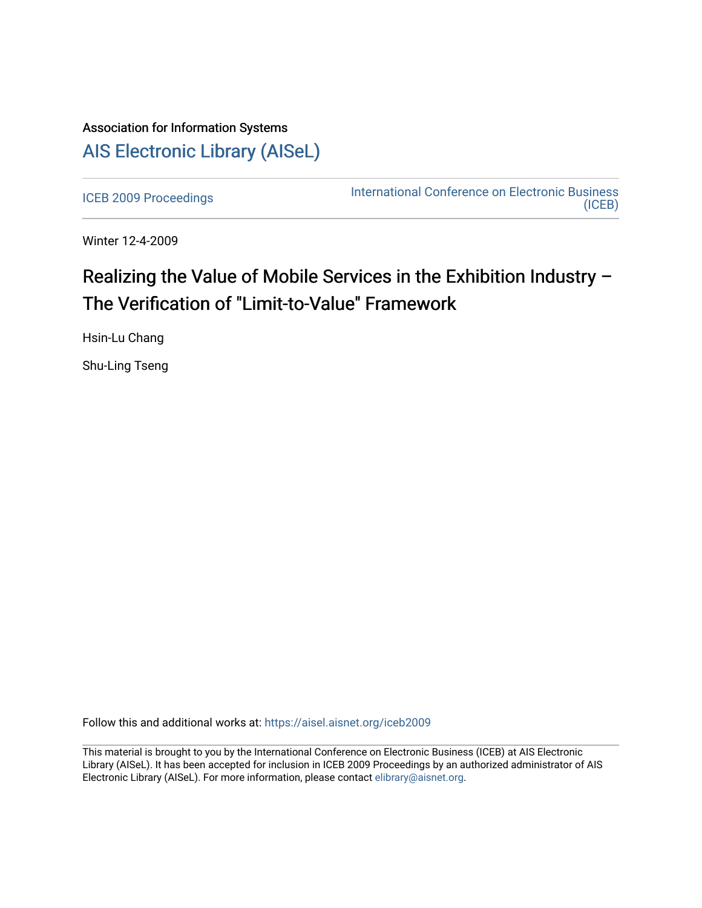Association for Information Systems

# AIS Electronic Library (AISeL)

ICEB 2009 Proceedings

International Conference on Electronic Business (ICEB)

Winter 12-4-2009

# Realizing the Value of Mobile Services in the Exhibition Industry – The Verification of "Limit-to-Value" Framework

Hsin-Lu Chang

Shu-Ling Tseng

Follow this and additional works at: https://aisel.aisnet.org/iceb2009

This material is brought to you by the International Conference on Electronic Business (ICEB) at AIS Electronic Library (AISeL). It has been accepted for inclusion in ICEB 2009 Proceedings by an authorized administrator of AIS Electronic Library (AISeL). For more information, please contact elibrary@aisnet.org.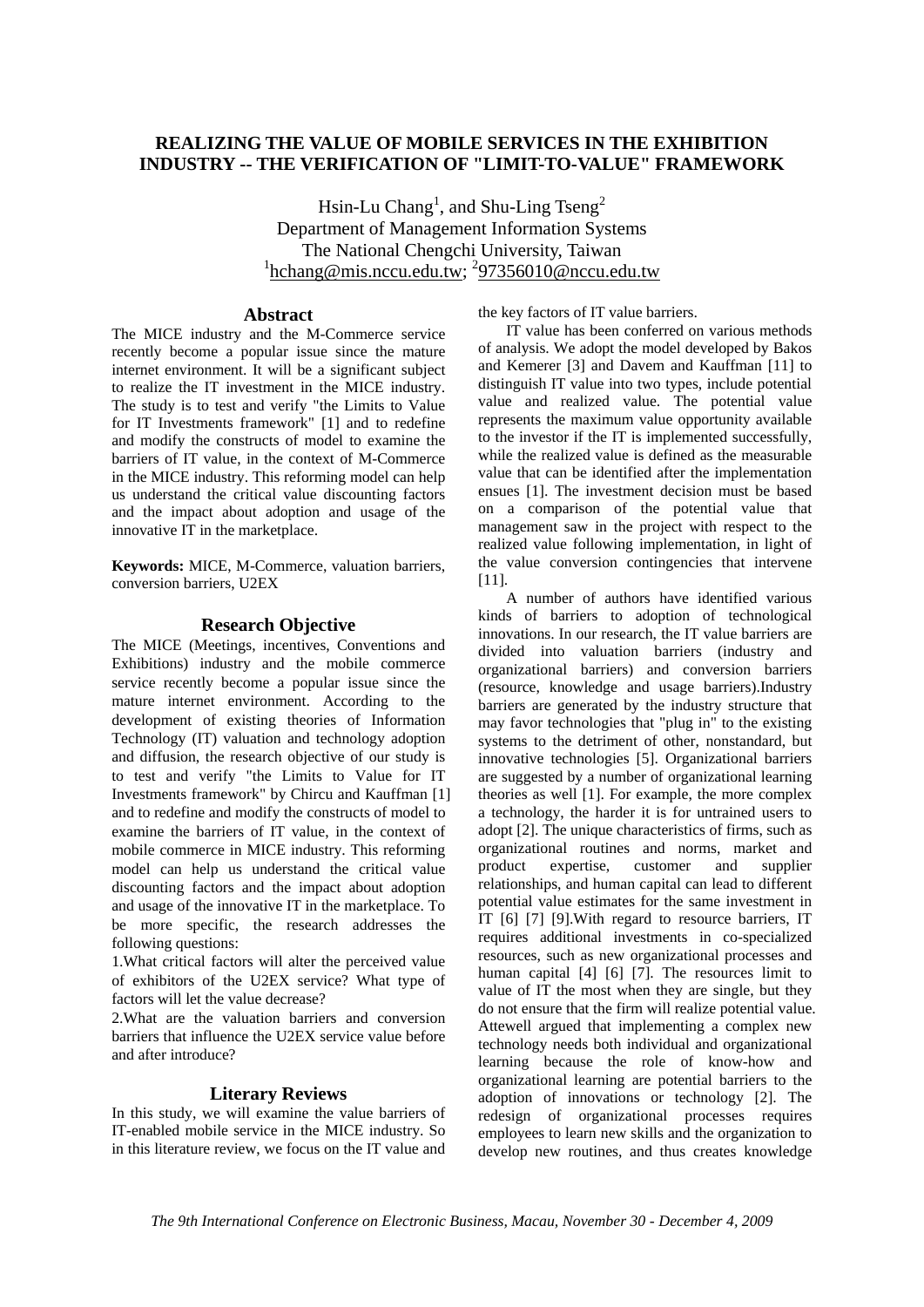# REALIZING THE VALUE OF MOBILE SERVICES IN THE EXHIBITION INDUSTRY -- THE VERIFICATION OF "LIMIT-TO-VALUE" FRAMEWORK

Hsin-Lu Chang[1], and Shu-Ling Tseng[2]
Department of Management Information Systems
The National Chengchi University, Taiwan
[1]hchang@mis.nccu.edu.tw; [2]97356010@nccu.edu.tw

## Abstract

The MICE industry and the M-Commerce service recently become a popular issue since the mature internet environment. It will be a significant subject to realize the IT investment in the MICE industry. The study is to test and verify "the Limits to Value for IT Investments framework" [1] and to redefine and modify the constructs of model to examine the barriers of IT value, in the context of M-Commerce in the MICE industry. This reforming model can help us understand the critical value discounting factors and the impact about adoption and usage of the innovative IT in the marketplace.

**Keywords:** MICE, M-Commerce, valuation barriers, conversion barriers, U2EX

## Research Objective

The MICE (Meetings, incentives, Conventions and Exhibitions) industry and the mobile commerce service recently become a popular issue since the mature internet environment. According to the development of existing theories of Information Technology (IT) valuation and technology adoption and diffusion, the research objective of our study is to test and verify "the Limits to Value for IT Investments framework" by Chircu and Kauffman [1] and to redefine and modify the constructs of model to examine the barriers of IT value, in the context of mobile commerce in MICE industry. This reforming model can help us understand the critical value discounting factors and the impact about adoption and usage of the innovative IT in the marketplace. To be more specific, the research addresses the following questions:

1.What critical factors will alter the perceived value of exhibitors of the U2EX service? What type of factors will let the value decrease?

2.What are the valuation barriers and conversion barriers that influence the U2EX service value before and after introduce?

## Literary Reviews

In this study, we will examine the value barriers of IT-enabled mobile service in the MICE industry. So in this literature review, we focus on the IT value and the key factors of IT value barriers.

IT value has been conferred on various methods of analysis. We adopt the model developed by Bakos and Kemerer [3] and Davem and Kauffman [11] to distinguish IT value into two types, include potential value and realized value. The potential value represents the maximum value opportunity available to the investor if the IT is implemented successfully, while the realized value is defined as the measurable value that can be identified after the implementation ensues [1]. The investment decision must be based on a comparison of the potential value that management saw in the project with respect to the realized value following implementation, in light of the value conversion contingencies that intervene [11].

A number of authors have identified various kinds of barriers to adoption of technological innovations. In our research, the IT value barriers are divided into valuation barriers (industry and organizational barriers) and conversion barriers (resource, knowledge and usage barriers).Industry barriers are generated by the industry structure that may favor technologies that "plug in" to the existing systems to the detriment of other, nonstandard, but innovative technologies [5]. Organizational barriers are suggested by a number of organizational learning theories as well [1]. For example, the more complex a technology, the harder it is for untrained users to adopt [2]. The unique characteristics of firms, such as organizational routines and norms, market and product expertise, customer and supplier relationships, and human capital can lead to different potential value estimates for the same investment in IT [6] [7] [9].With regard to resource barriers, IT requires additional investments in co-specialized resources, such as new organizational processes and human capital [4] [6] [7]. The resources limit to value of IT the most when they are single, but they do not ensure that the firm will realize potential value. Attewell argued that implementing a complex new technology needs both individual and organizational learning because the role of know-how and organizational learning are potential barriers to the adoption of innovations or technology [2]. The redesign of organizational processes requires employees to learn new skills and the organization to develop new routines, and thus creates knowledge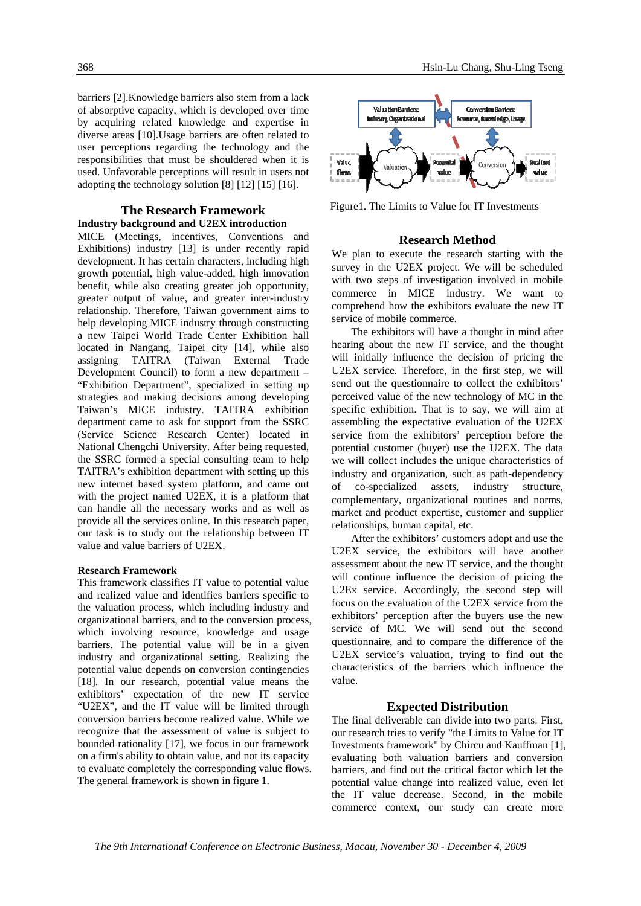barriers [2].Knowledge barriers also stem from a lack of absorptive capacity, which is developed over time by acquiring related knowledge and expertise in diverse areas [10].Usage barriers are often related to user perceptions regarding the technology and the responsibilities that must be shouldered when it is used. Unfavorable perceptions will result in users not adopting the technology solution [8] [12] [15] [16].

## The Research Framework

### Industry background and U2EX introduction

MICE (Meetings, incentives, Conventions and Exhibitions) industry [13] is under recently rapid development. It has certain characters, including high growth potential, high value-added, high innovation benefit, while also creating greater job opportunity, greater output of value, and greater inter-industry relationship. Therefore, Taiwan government aims to help developing MICE industry through constructing a new Taipei World Trade Center Exhibition hall located in Nangang, Taipei city [14], while also assigning TAITRA (Taiwan External Trade Development Council) to form a new department – "Exhibition Department", specialized in setting up strategies and making decisions among developing Taiwan's MICE industry. TAITRA exhibition department came to ask for support from the SSRC (Service Science Research Center) located in National Chengchi University. After being requested, the SSRC formed a special consulting team to help TAITRA's exhibition department with setting up this new internet based system platform, and came out with the project named U2EX, it is a platform that can handle all the necessary works and as well as provide all the services online. In this research paper, our task is to study out the relationship between IT value and value barriers of U2EX.

### Research Framework

This framework classifies IT value to potential value and realized value and identifies barriers specific to the valuation process, which including industry and organizational barriers, and to the conversion process, which involving resource, knowledge and usage barriers. The potential value will be in a given industry and organizational setting. Realizing the potential value depends on conversion contingencies [18]. In our research, potential value means the exhibitors' expectation of the new IT service "U2EX", and the IT value will be limited through conversion barriers become realized value. While we recognize that the assessment of value is subject to bounded rationality [17], we focus in our framework on a firm's ability to obtain value, and not its capacity to evaluate completely the corresponding value flows. The general framework is shown in figure 1.

Valuation Barriers: Industry, Organizational | Conversion Barriers: Resource, Knowledge, Usage

Value flows → Valuation → Potential value → Conversion → Realized value

Figure1. The Limits to Value for IT Investments

## Research Method

We plan to execute the research starting with the survey in the U2EX project. We will be scheduled with two steps of investigation involved in mobile commerce in MICE industry. We want to comprehend how the exhibitors evaluate the new IT service of mobile commerce.

The exhibitors will have a thought in mind after hearing about the new IT service, and the thought will initially influence the decision of pricing the U2EX service. Therefore, in the first step, we will send out the questionnaire to collect the exhibitors' perceived value of the new technology of MC in the specific exhibition. That is to say, we will aim at assembling the expectative evaluation of the U2EX service from the exhibitors' perception before the potential customer (buyer) use the U2EX. The data we will collect includes the unique characteristics of industry and organization, such as path-dependency of co-specialized assets, industry structure, complementary, organizational routines and norms, market and product expertise, customer and supplier relationships, human capital, etc.

After the exhibitors' customers adopt and use the U2EX service, the exhibitors will have another assessment about the new IT service, and the thought will continue influence the decision of pricing the U2Ex service. Accordingly, the second step will focus on the evaluation of the U2EX service from the exhibitors' perception after the buyers use the new service of MC. We will send out the second questionnaire, and to compare the difference of the U2EX service's valuation, trying to find out the characteristics of the barriers which influence the value.

## Expected Distribution

The final deliverable can divide into two parts. First, our research tries to verify "the Limits to Value for IT Investments framework" by Chircu and Kauffman [1], evaluating both valuation barriers and conversion barriers, and find out the critical factor which let the potential value change into realized value, even let the IT value decrease. Second, in the mobile commerce context, our study can create more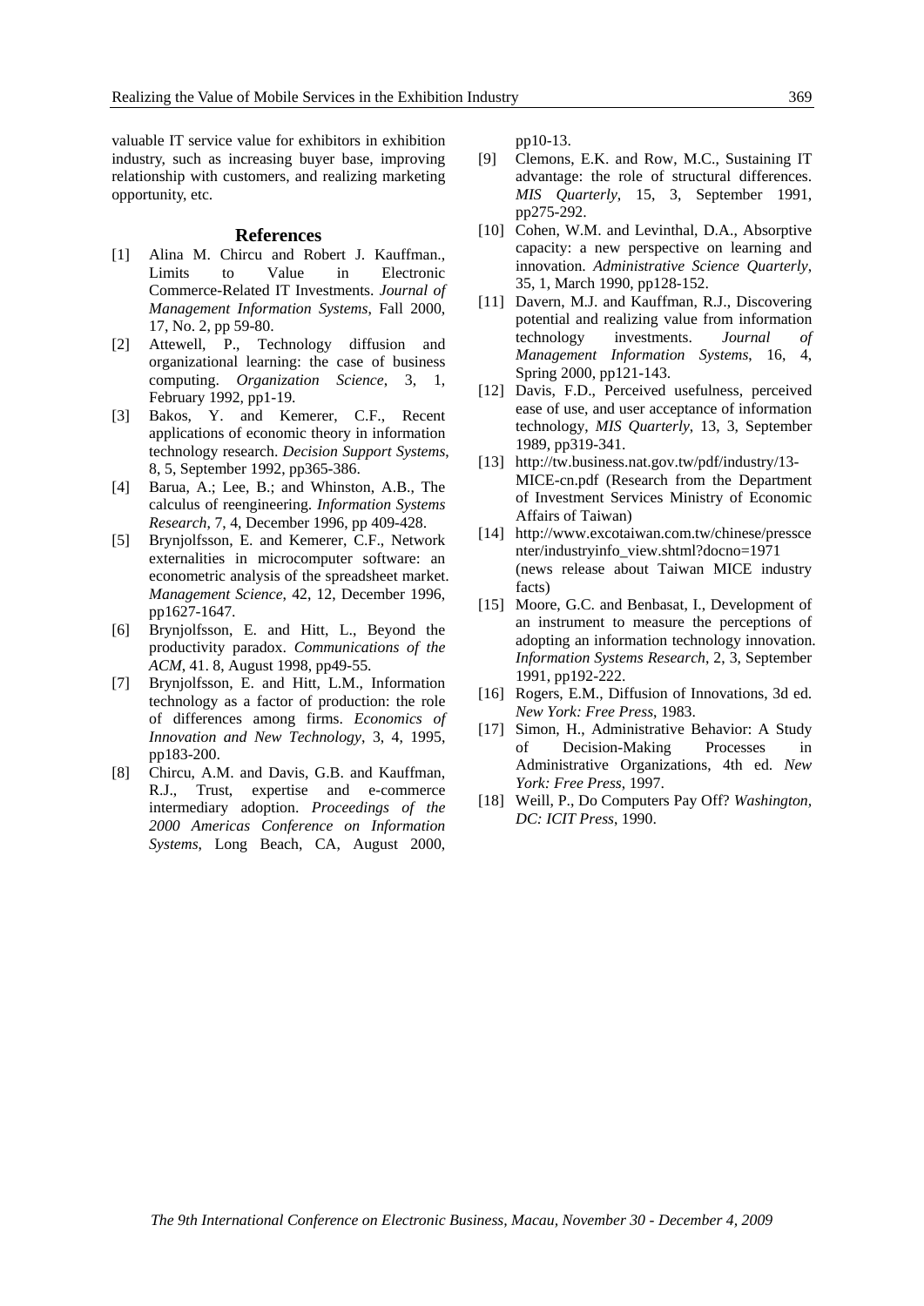valuable IT service value for exhibitors in exhibition industry, such as increasing buyer base, improving relationship with customers, and realizing marketing opportunity, etc.

## References

[1] Alina M. Chircu and Robert J. Kauffman., Limits to Value in Electronic Commerce-Related IT Investments. *Journal of Management Information Systems*, Fall 2000, 17, No. 2, pp 59-80.

[2] Attewell, P., Technology diffusion and organizational learning: the case of business computing. *Organization Science*, 3, 1, February 1992, pp1-19.

[3] Bakos, Y. and Kemerer, C.F., Recent applications of economic theory in information technology research. *Decision Support Systems*, 8, 5, September 1992, pp365-386.

[4] Barua, A.; Lee, B.; and Whinston, A.B., The calculus of reengineering. *Information Systems Research*, 7, 4, December 1996, pp 409-428.

[5] Brynjolfsson, E. and Kemerer, C.F., Network externalities in microcomputer software: an econometric analysis of the spreadsheet market. *Management Science*, 42, 12, December 1996, pp1627-1647.

[6] Brynjolfsson, E. and Hitt, L., Beyond the productivity paradox. *Communications of the ACM*, 41. 8, August 1998, pp49-55.

[7] Brynjolfsson, E. and Hitt, L.M., Information technology as a factor of production: the role of differences among firms. *Economics of Innovation and New Technology*, 3, 4, 1995, pp183-200.

[8] Chircu, A.M. and Davis, G.B. and Kauffman, R.J., Trust, expertise and e-commerce intermediary adoption. *Proceedings of the 2000 Americas Conference on Information Systems*, Long Beach, CA, August 2000, pp10-13.

[9] Clemons, E.K. and Row, M.C., Sustaining IT advantage: the role of structural differences. *MIS Quarterly*, 15, 3, September 1991, pp275-292.

[10] Cohen, W.M. and Levinthal, D.A., Absorptive capacity: a new perspective on learning and innovation. *Administrative Science Quarterly*, 35, 1, March 1990, pp128-152.

[11] Davern, M.J. and Kauffman, R.J., Discovering potential and realizing value from information technology investments. *Journal of Management Information Systems*, 16, 4, Spring 2000, pp121-143.

[12] Davis, F.D., Perceived usefulness, perceived ease of use, and user acceptance of information technology, *MIS Quarterly*, 13, 3, September 1989, pp319-341.

[13] http://tw.business.nat.gov.tw/pdf/industry/13-MICE-cn.pdf (Research from the Department of Investment Services Ministry of Economic Affairs of Taiwan)

[14] http://www.excotaiwan.com.tw/chinese/presscenter/industryinfo_view.shtml?docno=1971 (news release about Taiwan MICE industry facts)

[15] Moore, G.C. and Benbasat, I., Development of an instrument to measure the perceptions of adopting an information technology innovation. *Information Systems Research*, 2, 3, September 1991, pp192-222.

[16] Rogers, E.M., Diffusion of Innovations, 3d ed. *New York: Free Press*, 1983.

[17] Simon, H., Administrative Behavior: A Study of Decision-Making Processes in Administrative Organizations, 4th ed. *New York: Free Press*, 1997.

[18] Weill, P., Do Computers Pay Off? *Washington, DC: ICIT Press*, 1990.